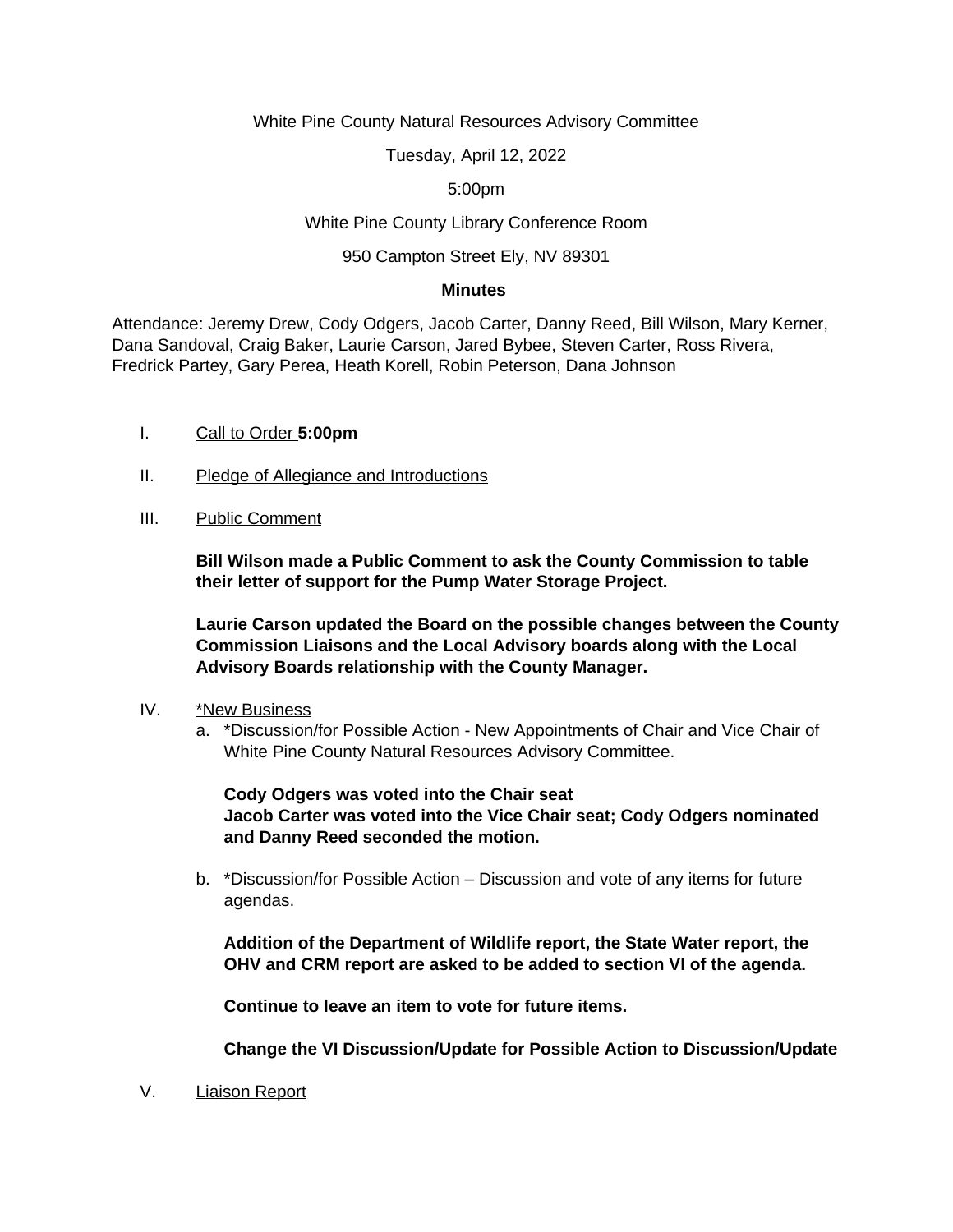White Pine County Natural Resources Advisory Committee

Tuesday, April 12, 2022

5:00pm

White Pine County Library Conference Room

950 Campton Street Ely, NV 89301

**Minutes**

Attendance: Jeremy Drew, Cody Odgers, Jacob Carter, Danny Reed, Bill Wilson, Mary Kerner, Dana Sandoval, Craig Baker, Laurie Carson, Jared Bybee, Steven Carter, Ross Rivera, Fredrick Partey, Gary Perea, Heath Korell, Robin Peterson, Dana Johnson

I. Call to Order **5:00pm**

II. Pledge of Allegiance and Introductions

III. Public Comment

**Bill Wilson made a Public Comment to ask the County Commission to table their letter of support for the Pump Water Storage Project.**

**Laurie Carson updated the Board on the possible changes between the County Commission Liaisons and the Local Advisory boards along with the Local Advisory Boards relationship with the County Manager.**

IV. *New Business

a. *Discussion/for Possible Action - New Appointments of Chair and Vice Chair of White Pine County Natural Resources Advisory Committee.

**Cody Odgers was voted into the Chair seat**
**Jacob Carter was voted into the Vice Chair seat; Cody Odgers nominated and Danny Reed seconded the motion.**

b. *Discussion/for Possible Action – Discussion and vote of any items for future agendas.

**Addition of the Department of Wildlife report, the State Water report, the OHV and CRM report are asked to be added to section VI of the agenda.**

**Continue to leave an item to vote for future items.**

**Change the VI Discussion/Update for Possible Action to Discussion/Update**

V. Liaison Report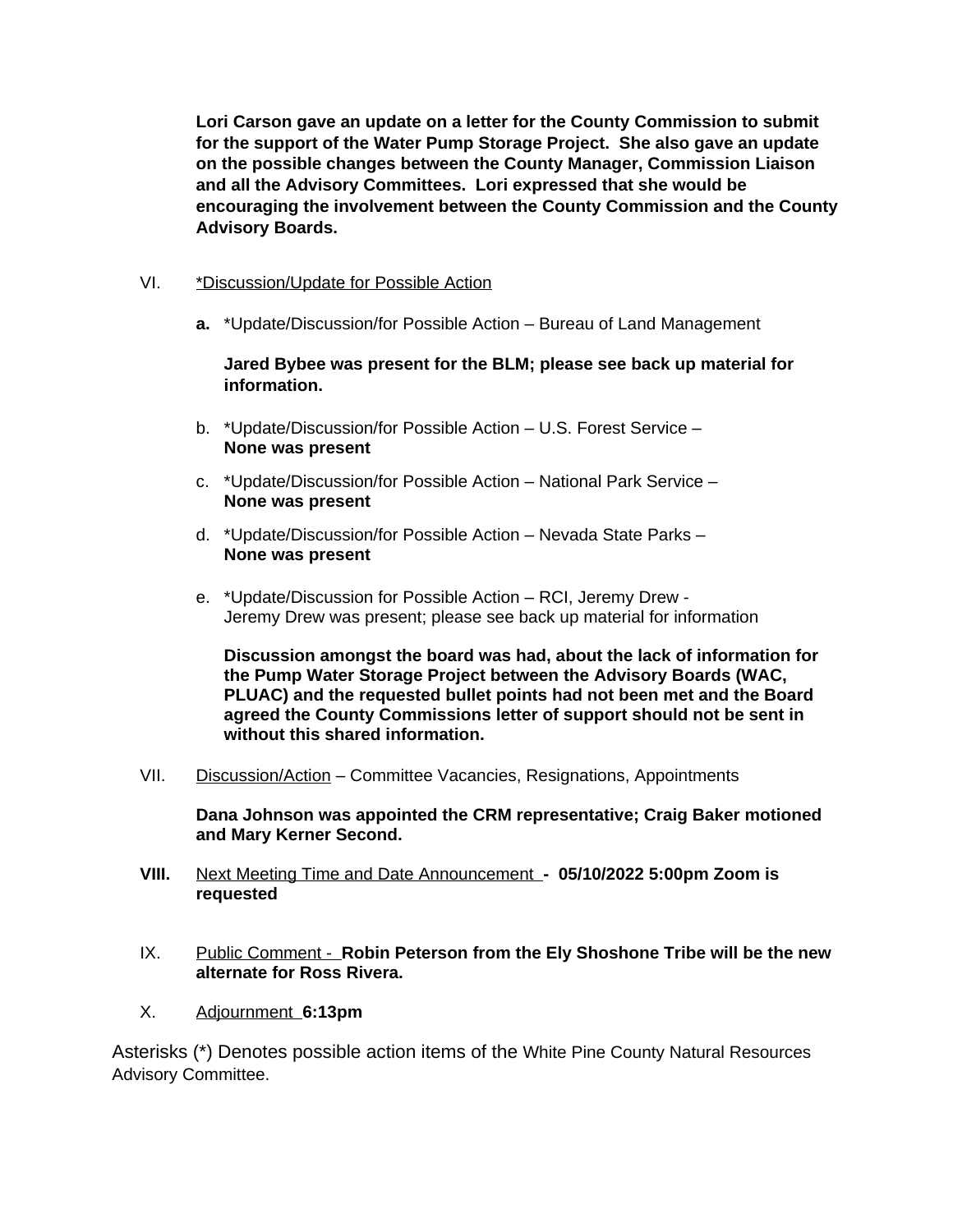**Lori Carson gave an update on a letter for the County Commission to submit for the support of the Water Pump Storage Project. She also gave an update on the possible changes between the County Manager, Commission Liaison and all the Advisory Committees. Lori expressed that she would be encouraging the involvement between the County Commission and the County Advisory Boards.**

VI. *Discussion/Update for Possible Action*

**a.** *Update/Discussion/for Possible Action – Bureau of Land Management

**Jared Bybee was present for the BLM; please see back up material for information.**

b. *Update/Discussion/for Possible Action – U.S. Forest Service –
**None was present**

c. *Update/Discussion/for Possible Action – National Park Service –
**None was present**

d. *Update/Discussion/for Possible Action – Nevada State Parks –
**None was present**

e. *Update/Discussion for Possible Action – RCI, Jeremy Drew -
Jeremy Drew was present; please see back up material for information

**Discussion amongst the board was had, about the lack of information for the Pump Water Storage Project between the Advisory Boards (WAC, PLUAC) and the requested bullet points had not been met and the Board agreed the County Commissions letter of support should not be sent in without this shared information.**

VII. Discussion/Action – Committee Vacancies, Resignations, Appointments

**Dana Johnson was appointed the CRM representative; Craig Baker motioned and Mary Kerner Second.**

**VIII.** Next Meeting Time and Date Announcement **- 05/10/2022 5:00pm Zoom is requested**

IX. Public Comment - **Robin Peterson from the Ely Shoshone Tribe will be the new alternate for Ross Rivera.**

X. Adjournment **6:13pm**

Asterisks (*) Denotes possible action items of the White Pine County Natural Resources Advisory Committee.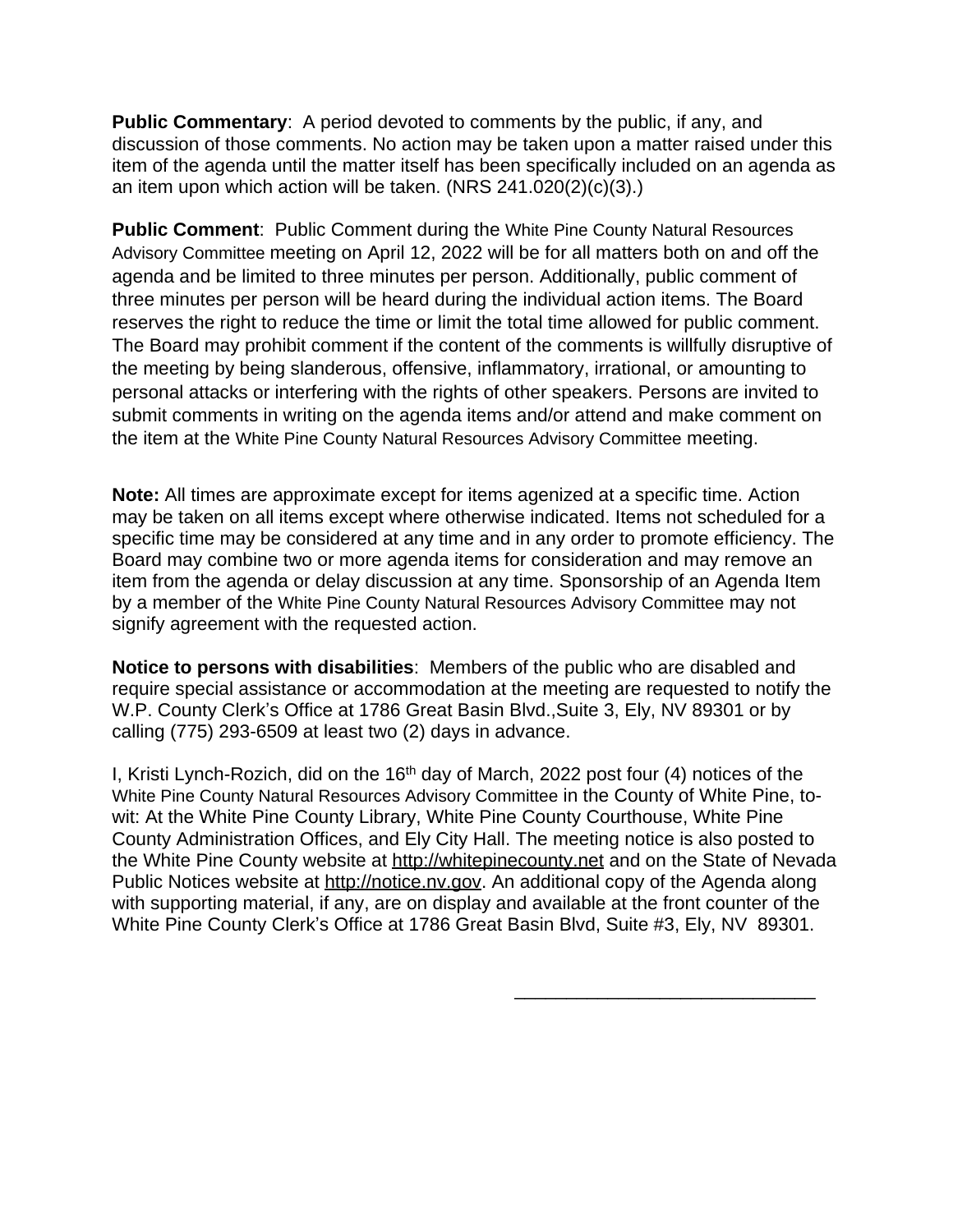**Public Commentary**: A period devoted to comments by the public, if any, and discussion of those comments. No action may be taken upon a matter raised under this item of the agenda until the matter itself has been specifically included on an agenda as an item upon which action will be taken. (NRS 241.020(2)(c)(3).)

**Public Comment**: Public Comment during the White Pine County Natural Resources Advisory Committee meeting on April 12, 2022 will be for all matters both on and off the agenda and be limited to three minutes per person. Additionally, public comment of three minutes per person will be heard during the individual action items. The Board reserves the right to reduce the time or limit the total time allowed for public comment. The Board may prohibit comment if the content of the comments is willfully disruptive of the meeting by being slanderous, offensive, inflammatory, irrational, or amounting to personal attacks or interfering with the rights of other speakers. Persons are invited to submit comments in writing on the agenda items and/or attend and make comment on the item at the White Pine County Natural Resources Advisory Committee meeting.

**Note:** All times are approximate except for items agenized at a specific time. Action may be taken on all items except where otherwise indicated. Items not scheduled for a specific time may be considered at any time and in any order to promote efficiency. The Board may combine two or more agenda items for consideration and may remove an item from the agenda or delay discussion at any time. Sponsorship of an Agenda Item by a member of the White Pine County Natural Resources Advisory Committee may not signify agreement with the requested action.

**Notice to persons with disabilities**: Members of the public who are disabled and require special assistance or accommodation at the meeting are requested to notify the W.P. County Clerk's Office at 1786 Great Basin Blvd.,Suite 3, Ely, NV 89301 or by calling (775) 293-6509 at least two (2) days in advance.

I, Kristi Lynch-Rozich, did on the 16th day of March, 2022 post four (4) notices of the White Pine County Natural Resources Advisory Committee in the County of White Pine, to-wit: At the White Pine County Library, White Pine County Courthouse, White Pine County Administration Offices, and Ely City Hall. The meeting notice is also posted to the White Pine County website at http://whitepinecounty.net and on the State of Nevada Public Notices website at http://notice.nv.gov. An additional copy of the Agenda along with supporting material, if any, are on display and available at the front counter of the White Pine County Clerk's Office at 1786 Great Basin Blvd, Suite #3, Ely, NV 89301.

\_\_\_\_\_\_\_\_\_\_\_\_\_\_\_\_\_\_\_\_\_\_\_\_\_\_\_\_\_\_